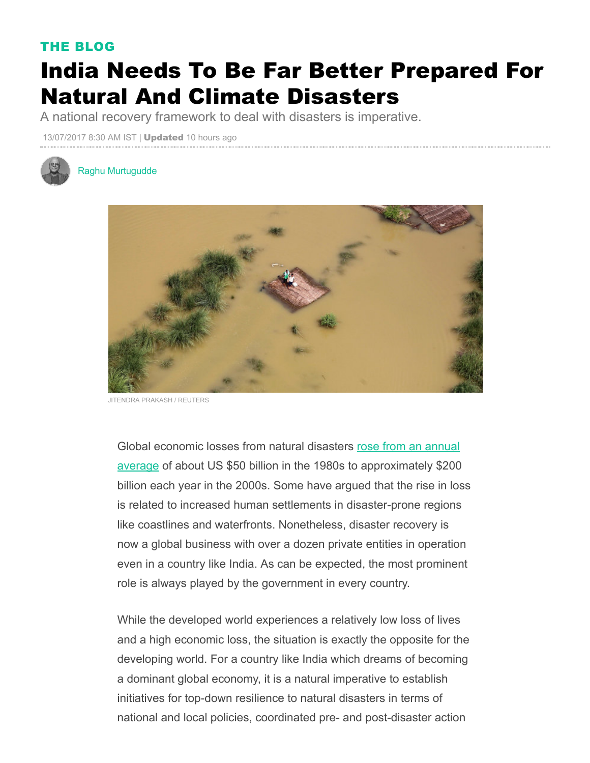THE BLOG

# India Needs To Be Far Better Prepared For Natural And Climate Disasters

A national recovery framework to deal with disasters is imperative.

13/07/2017 8:30 AM IST | **Updated** 10 hours ago

Raghu Murtugudde

JITENDRA PRAKASH / REUTERS

Global economic losses from natural disasters rose from an annual average of about US $50 billion in the 1980s to approximately $200 billion each year in the 2000s. Some have argued that the rise in loss is related to increased human settlements in disaster-prone regions like coastlines and waterfronts. Nonetheless, disaster recovery is now a global business with over a dozen private entities in operation even in a country like India. As can be expected, the most prominent role is always played by the government in every country.

While the developed world experiences a relatively low loss of lives and a high economic loss, the situation is exactly the opposite for the developing world. For a country like India which dreams of becoming a dominant global economy, it is a natural imperative to establish initiatives for top-down resilience to natural disasters in terms of national and local policies, coordinated pre- and post-disaster action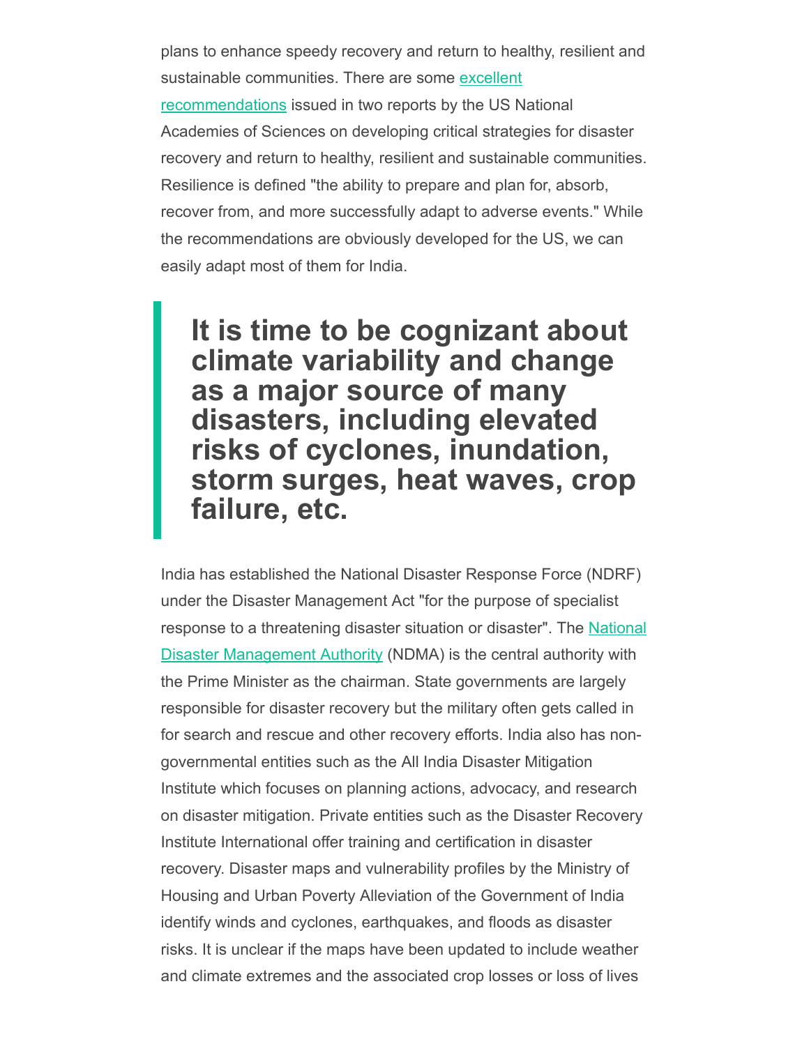plans to enhance speedy recovery and return to healthy, resilient and sustainable communities. There are some [excellent recommendations]() issued in two reports by the US National Academies of Sciences on developing critical strategies for disaster recovery and return to healthy, resilient and sustainable communities. Resilience is defined "the ability to prepare and plan for, absorb, recover from, and more successfully adapt to adverse events." While the recommendations are obviously developed for the US, we can easily adapt most of them for India.

> **It is time to be cognizant about climate variability and change as a major source of many disasters, including elevated risks of cyclones, inundation, storm surges, heat waves, crop failure, etc.**

India has established the National Disaster Response Force (NDRF) under the Disaster Management Act "for the purpose of specialist response to a threatening disaster situation or disaster". The [National Disaster Management Authority]() (NDMA) is the central authority with the Prime Minister as the chairman. State governments are largely responsible for disaster recovery but the military often gets called in for search and rescue and other recovery efforts. India also has non-governmental entities such as the All India Disaster Mitigation Institute which focuses on planning actions, advocacy, and research on disaster mitigation. Private entities such as the Disaster Recovery Institute International offer training and certification in disaster recovery. Disaster maps and vulnerability profiles by the Ministry of Housing and Urban Poverty Alleviation of the Government of India identify winds and cyclones, earthquakes, and floods as disaster risks. It is unclear if the maps have been updated to include weather and climate extremes and the associated crop losses or loss of lives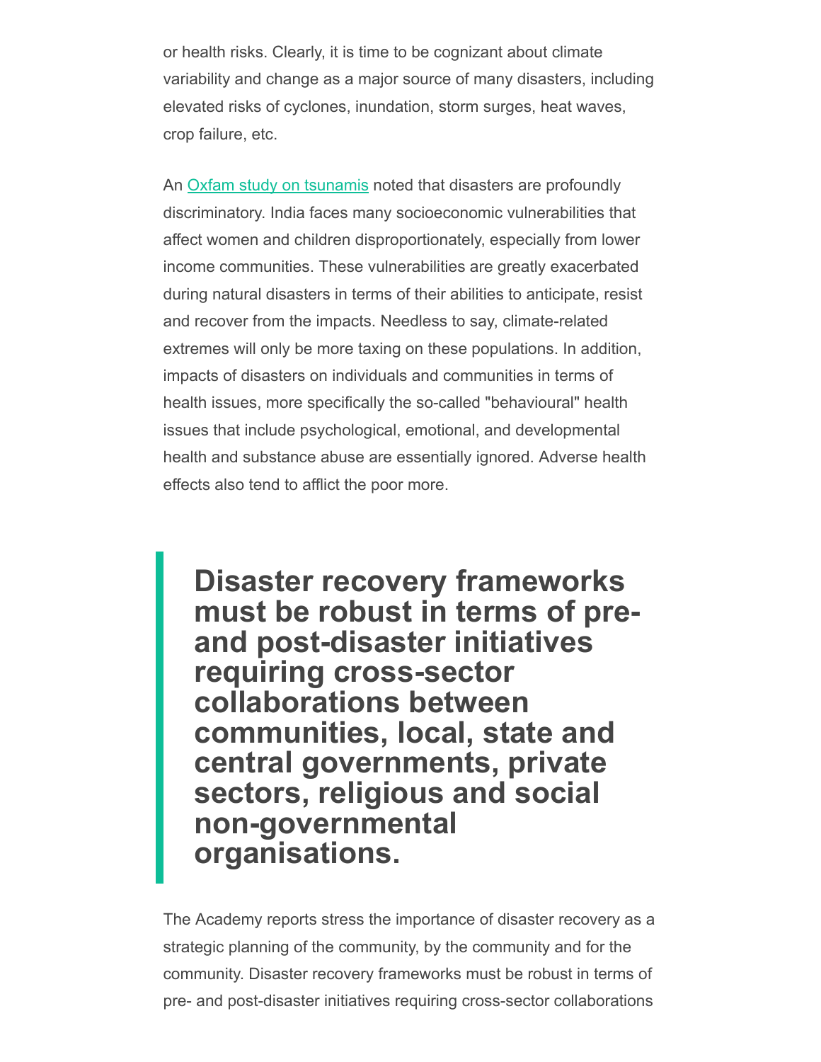or health risks. Clearly, it is time to be cognizant about climate variability and change as a major source of many disasters, including elevated risks of cyclones, inundation, storm surges, heat waves, crop failure, etc.

An [Oxfam study on tsunamis](#) noted that disasters are profoundly discriminatory. India faces many socioeconomic vulnerabilities that affect women and children disproportionately, especially from lower income communities. These vulnerabilities are greatly exacerbated during natural disasters in terms of their abilities to anticipate, resist and recover from the impacts. Needless to say, climate-related extremes will only be more taxing on these populations. In addition, impacts of disasters on individuals and communities in terms of health issues, more specifically the so-called "behavioural" health issues that include psychological, emotional, and developmental health and substance abuse are essentially ignored. Adverse health effects also tend to afflict the poor more.

> **Disaster recovery frameworks must be robust in terms of pre- and post-disaster initiatives requiring cross-sector collaborations between communities, local, state and central governments, private sectors, religious and social non-governmental organisations.**

The Academy reports stress the importance of disaster recovery as a strategic planning of the community, by the community and for the community. Disaster recovery frameworks must be robust in terms of pre- and post-disaster initiatives requiring cross-sector collaborations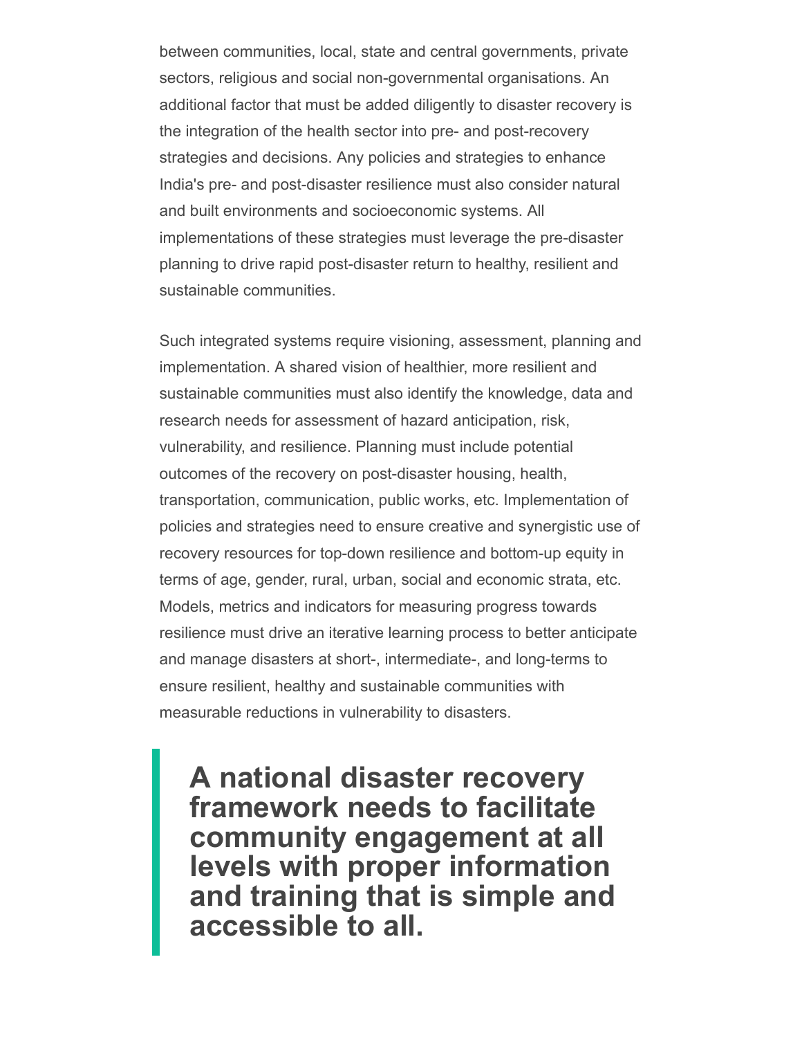between communities, local, state and central governments, private sectors, religious and social non-governmental organisations. An additional factor that must be added diligently to disaster recovery is the integration of the health sector into pre- and post-recovery strategies and decisions. Any policies and strategies to enhance India's pre- and post-disaster resilience must also consider natural and built environments and socioeconomic systems. All implementations of these strategies must leverage the pre-disaster planning to drive rapid post-disaster return to healthy, resilient and sustainable communities.

Such integrated systems require visioning, assessment, planning and implementation. A shared vision of healthier, more resilient and sustainable communities must also identify the knowledge, data and research needs for assessment of hazard anticipation, risk, vulnerability, and resilience. Planning must include potential outcomes of the recovery on post-disaster housing, health, transportation, communication, public works, etc. Implementation of policies and strategies need to ensure creative and synergistic use of recovery resources for top-down resilience and bottom-up equity in terms of age, gender, rural, urban, social and economic strata, etc. Models, metrics and indicators for measuring progress towards resilience must drive an iterative learning process to better anticipate and manage disasters at short-, intermediate-, and long-terms to ensure resilient, healthy and sustainable communities with measurable reductions in vulnerability to disasters.

> **A national disaster recovery framework needs to facilitate community engagement at all levels with proper information and training that is simple and accessible to all.**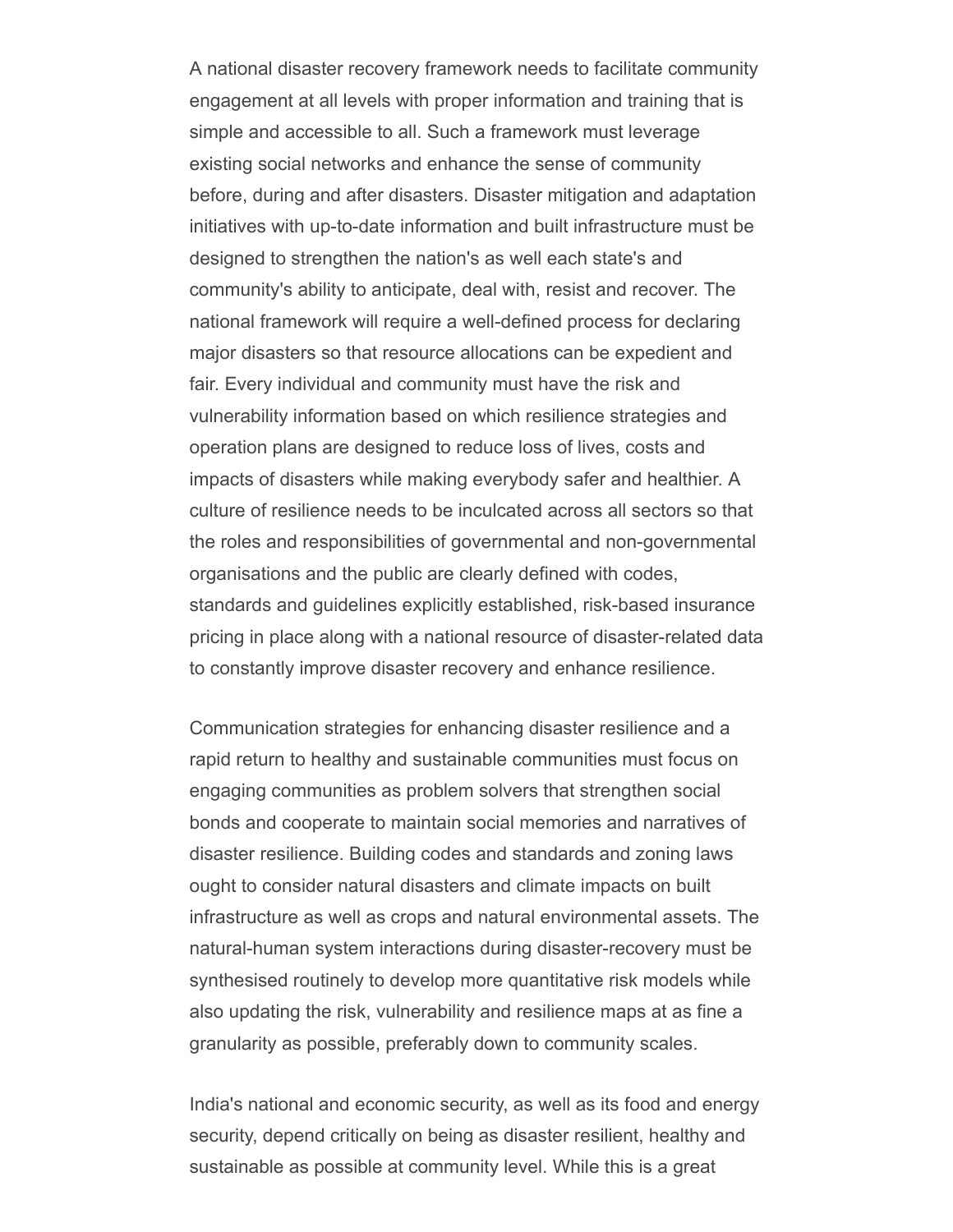A national disaster recovery framework needs to facilitate community engagement at all levels with proper information and training that is simple and accessible to all. Such a framework must leverage existing social networks and enhance the sense of community before, during and after disasters. Disaster mitigation and adaptation initiatives with up-to-date information and built infrastructure must be designed to strengthen the nation's as well each state's and community's ability to anticipate, deal with, resist and recover. The national framework will require a well-defined process for declaring major disasters so that resource allocations can be expedient and fair. Every individual and community must have the risk and vulnerability information based on which resilience strategies and operation plans are designed to reduce loss of lives, costs and impacts of disasters while making everybody safer and healthier. A culture of resilience needs to be inculcated across all sectors so that the roles and responsibilities of governmental and non-governmental organisations and the public are clearly defined with codes, standards and guidelines explicitly established, risk-based insurance pricing in place along with a national resource of disaster-related data to constantly improve disaster recovery and enhance resilience.

Communication strategies for enhancing disaster resilience and a rapid return to healthy and sustainable communities must focus on engaging communities as problem solvers that strengthen social bonds and cooperate to maintain social memories and narratives of disaster resilience. Building codes and standards and zoning laws ought to consider natural disasters and climate impacts on built infrastructure as well as crops and natural environmental assets. The natural-human system interactions during disaster-recovery must be synthesised routinely to develop more quantitative risk models while also updating the risk, vulnerability and resilience maps at as fine a granularity as possible, preferably down to community scales.

India's national and economic security, as well as its food and energy security, depend critically on being as disaster resilient, healthy and sustainable as possible at community level. While this is a great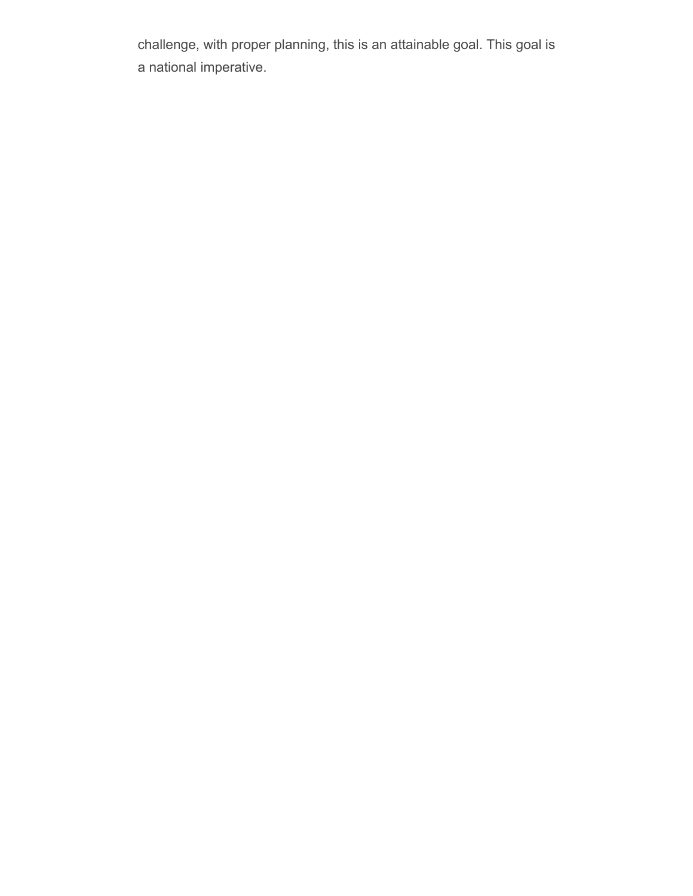challenge, with proper planning, this is an attainable goal. This goal is a national imperative.